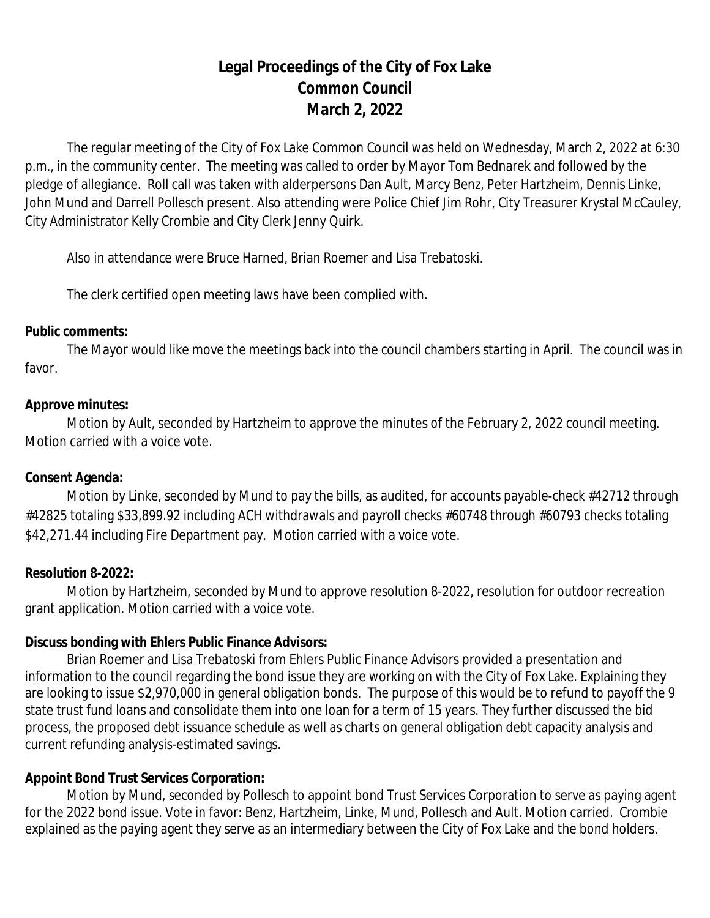# Legal Proceedings of the City of Fox Lake Common Council March 2, 2022

The regular meeting of the City of Fox Lake Common Council was held on Wednesday, March 2, 2022 at 6:30 p.m., in the community center. The meeting was called to order by Mayor Tom Bednarek and followed by the pledge of allegiance. Roll call was taken with alderpersons Dan Ault, Marcy Benz, Peter Hartzheim, Dennis Linke, John Mund and Darrell Pollesch present. Also attending were Police Chief Jim Rohr, City Treasurer Krystal McCauley, City Administrator Kelly Crombie and City Clerk Jenny Quirk.

Also in attendance were Bruce Harned, Brian Roemer and Lisa Trebatoski.

The clerk certified open meeting laws have been complied with.

**Public comments:**

The Mayor would like move the meetings back into the council chambers starting in April. The council was in favor.

**Approve minutes:**

Motion by Ault, seconded by Hartzheim to approve the minutes of the February 2, 2022 council meeting. Motion carried with a voice vote.

**Consent Agenda:**

Motion by Linke, seconded by Mund to pay the bills, as audited, for accounts payable-check #42712 through #42825 totaling $33,899.92 including ACH withdrawals and payroll checks #60748 through #60793 checks totaling $42,271.44 including Fire Department pay. Motion carried with a voice vote.

**Resolution 8-2022:**

Motion by Hartzheim, seconded by Mund to approve resolution 8-2022, resolution for outdoor recreation grant application. Motion carried with a voice vote.

**Discuss bonding with Ehlers Public Finance Advisors:**

Brian Roemer and Lisa Trebatoski from Ehlers Public Finance Advisors provided a presentation and information to the council regarding the bond issue they are working on with the City of Fox Lake. Explaining they are looking to issue $2,970,000 in general obligation bonds. The purpose of this would be to refund to payoff the 9 state trust fund loans and consolidate them into one loan for a term of 15 years. They further discussed the bid process, the proposed debt issuance schedule as well as charts on general obligation debt capacity analysis and current refunding analysis-estimated savings.

**Appoint Bond Trust Services Corporation:**

Motion by Mund, seconded by Pollesch to appoint bond Trust Services Corporation to serve as paying agent for the 2022 bond issue. Vote in favor: Benz, Hartzheim, Linke, Mund, Pollesch and Ault. Motion carried. Crombie explained as the paying agent they serve as an intermediary between the City of Fox Lake and the bond holders.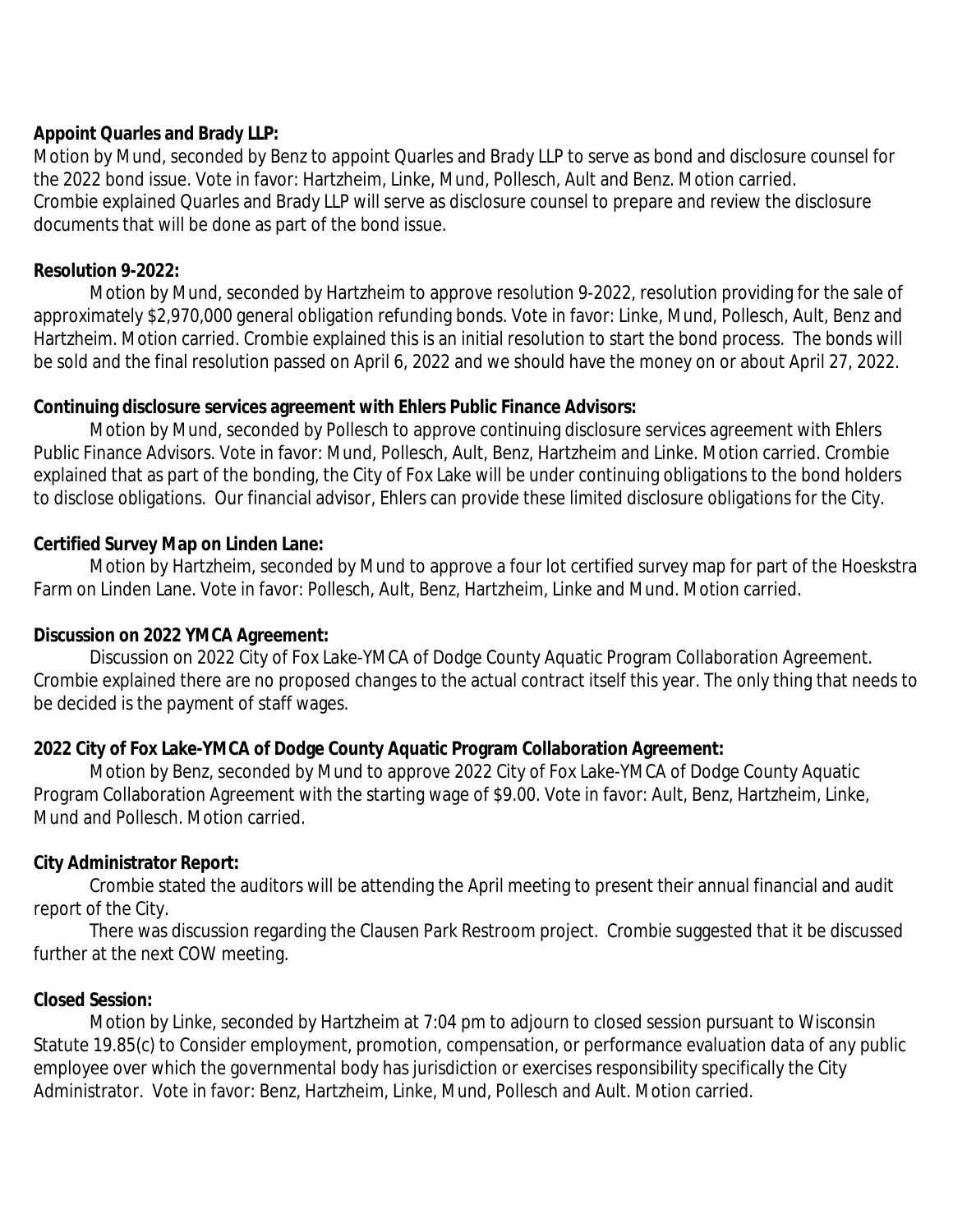**Appoint Quarles and Brady LLP:**

Motion by Mund, seconded by Benz to appoint Quarles and Brady LLP to serve as bond and disclosure counsel for the 2022 bond issue. Vote in favor: Hartzheim, Linke, Mund, Pollesch, Ault and Benz. Motion carried. Crombie explained Quarles and Brady LLP will serve as disclosure counsel to prepare and review the disclosure documents that will be done as part of the bond issue.

**Resolution 9-2022:**

Motion by Mund, seconded by Hartzheim to approve resolution 9-2022, resolution providing for the sale of approximately $2,970,000 general obligation refunding bonds. Vote in favor: Linke, Mund, Pollesch, Ault, Benz and Hartzheim. Motion carried. Crombie explained this is an initial resolution to start the bond process. The bonds will be sold and the final resolution passed on April 6, 2022 and we should have the money on or about April 27, 2022.

**Continuing disclosure services agreement with Ehlers Public Finance Advisors:**

Motion by Mund, seconded by Pollesch to approve continuing disclosure services agreement with Ehlers Public Finance Advisors. Vote in favor: Mund, Pollesch, Ault, Benz, Hartzheim and Linke. Motion carried. Crombie explained that as part of the bonding, the City of Fox Lake will be under continuing obligations to the bond holders to disclose obligations. Our financial advisor, Ehlers can provide these limited disclosure obligations for the City.

**Certified Survey Map on Linden Lane:**

Motion by Hartzheim, seconded by Mund to approve a four lot certified survey map for part of the Hoeskstra Farm on Linden Lane. Vote in favor: Pollesch, Ault, Benz, Hartzheim, Linke and Mund. Motion carried.

**Discussion on 2022 YMCA Agreement:**

Discussion on 2022 City of Fox Lake-YMCA of Dodge County Aquatic Program Collaboration Agreement. Crombie explained there are no proposed changes to the actual contract itself this year. The only thing that needs to be decided is the payment of staff wages.

**2022 City of Fox Lake-YMCA of Dodge County Aquatic Program Collaboration Agreement:**

Motion by Benz, seconded by Mund to approve 2022 City of Fox Lake-YMCA of Dodge County Aquatic Program Collaboration Agreement with the starting wage of $9.00. Vote in favor: Ault, Benz, Hartzheim, Linke, Mund and Pollesch. Motion carried.

**City Administrator Report:**

Crombie stated the auditors will be attending the April meeting to present their annual financial and audit report of the City.

There was discussion regarding the Clausen Park Restroom project. Crombie suggested that it be discussed further at the next COW meeting.

**Closed Session:**

Motion by Linke, seconded by Hartzheim at 7:04 pm to adjourn to closed session pursuant to Wisconsin Statute 19.85(c) to Consider employment, promotion, compensation, or performance evaluation data of any public employee over which the governmental body has jurisdiction or exercises responsibility specifically the City Administrator. Vote in favor: Benz, Hartzheim, Linke, Mund, Pollesch and Ault. Motion carried.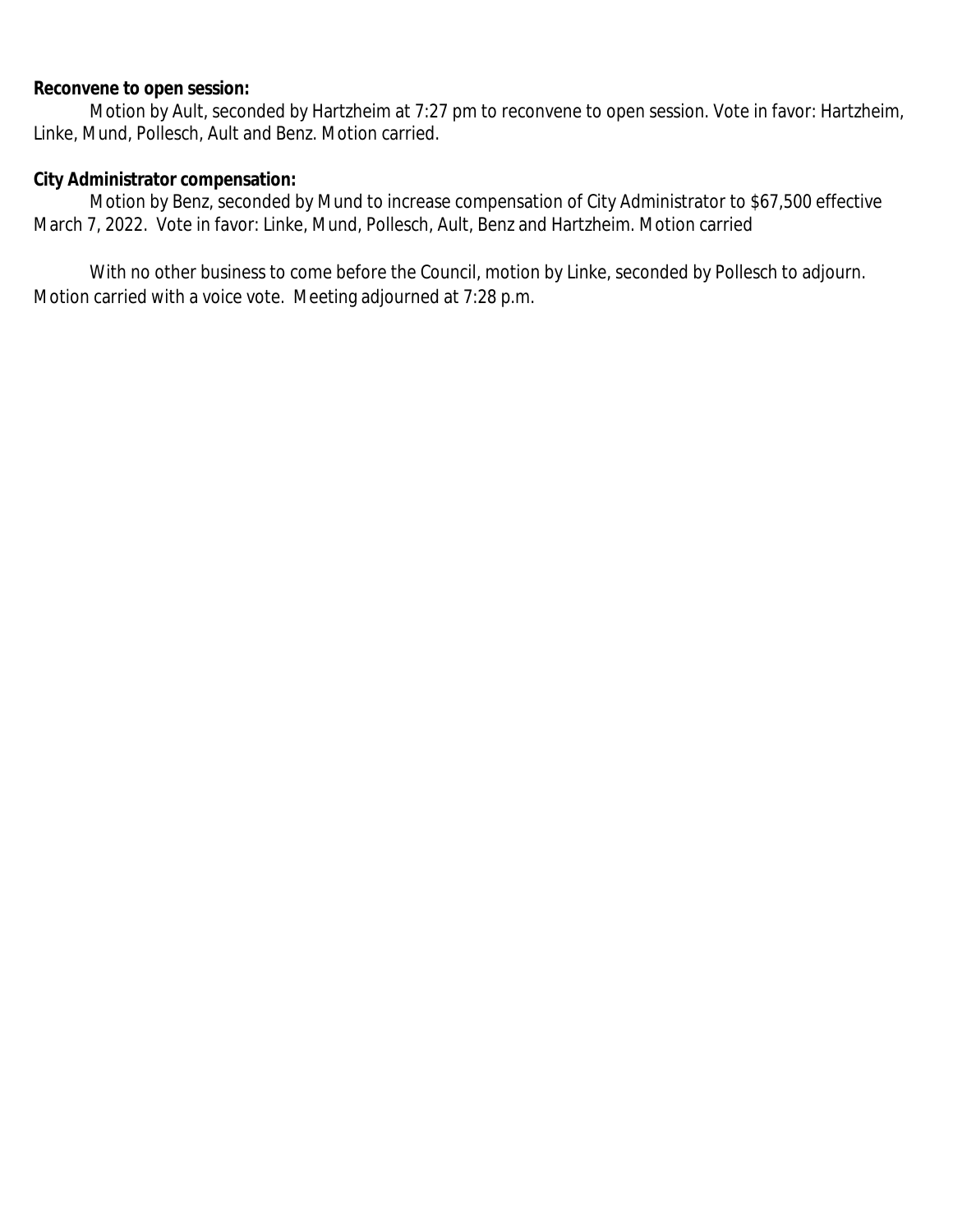**Reconvene to open session:**

Motion by Ault, seconded by Hartzheim at 7:27 pm to reconvene to open session. Vote in favor: Hartzheim, Linke, Mund, Pollesch, Ault and Benz. Motion carried.

**City Administrator compensation:**

Motion by Benz, seconded by Mund to increase compensation of City Administrator to $67,500 effective March 7, 2022. Vote in favor: Linke, Mund, Pollesch, Ault, Benz and Hartzheim. Motion carried

With no other business to come before the Council, motion by Linke, seconded by Pollesch to adjourn. Motion carried with a voice vote. Meeting adjourned at 7:28 p.m.